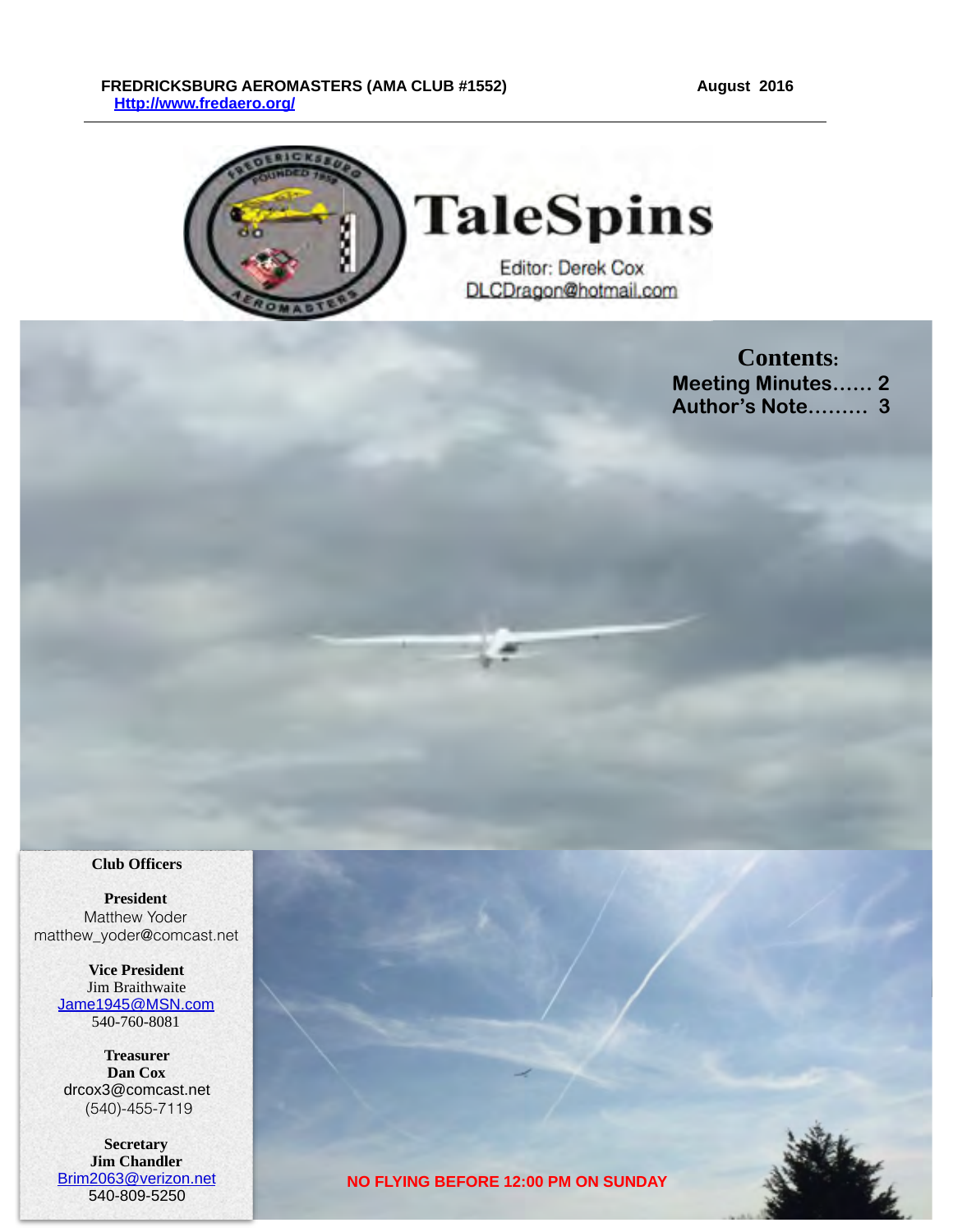**FREDRICKSBURG AEROMASTERS (AMA CLUB #1552)** **August 2016**

**Http://www.fredaero.org/**

# TaleSpins

Editor: Derek Cox
DLCDragon@hotmail.com

## Contents:

**Meeting Minutes...... 2**
**Author's Note......... 3**

**Club Officers**

**President**
Matthew Yoder
matthew_yoder@comcast.net

**Vice President**
Jim Braithwaite
Jame1945@MSN.com
540-760-8081

**Treasurer**
**Dan Cox**
drcox3@comcast.net
(540)-455-7119

**Secretary**
**Jim Chandler**
Brim2063@verizon.net
540-809-5250

**NO FLYING BEFORE 12:00 PM ON SUNDAY**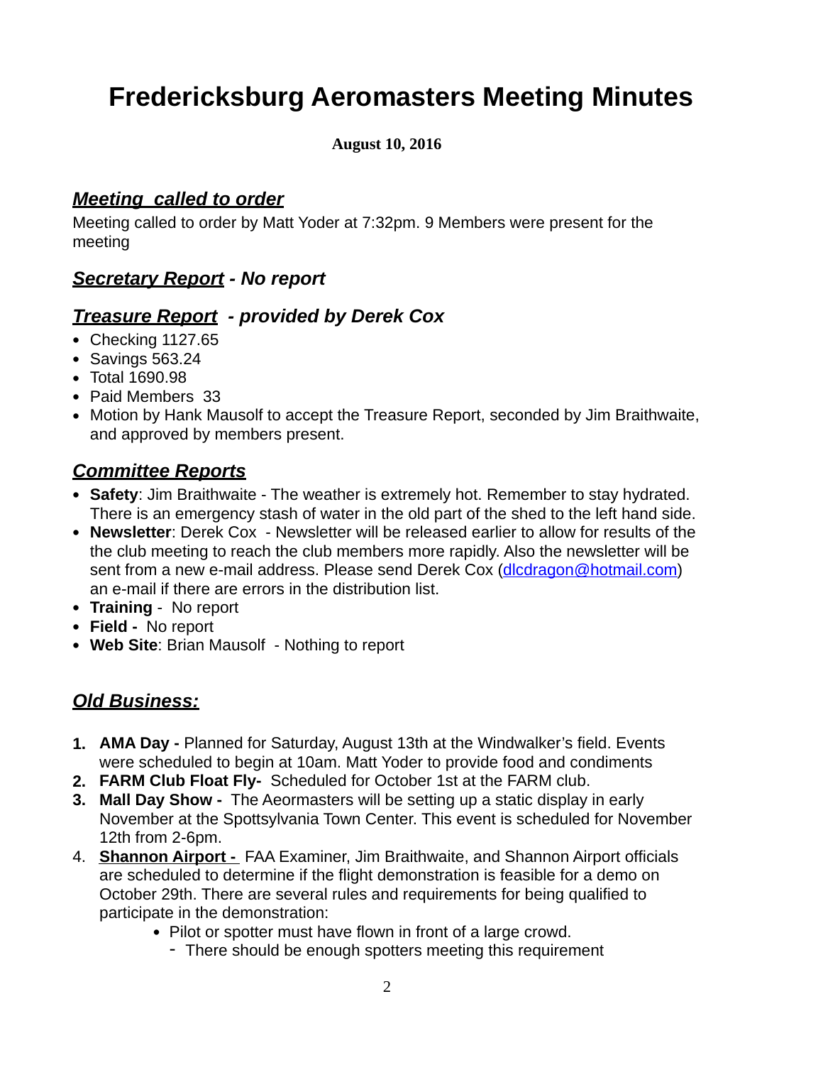# Fredericksburg Aeromasters Meeting Minutes

**August 10, 2016**

## ***Meeting called to order***

Meeting called to order by Matt Yoder at 7:32pm. 9 Members were present for the meeting

## ***Secretary Report - No report***

## ***Treasure Report - provided by Derek Cox***

- Checking 1127.65
- Savings 563.24
- Total 1690.98
- Paid Members 33
- Motion by Hank Mausolf to accept the Treasure Report, seconded by Jim Braithwaite, and approved by members present.

## ***Committee Reports***

- **Safety**: Jim Braithwaite - The weather is extremely hot. Remember to stay hydrated. There is an emergency stash of water in the old part of the shed to the left hand side.
- **Newsletter**: Derek Cox - Newsletter will be released earlier to allow for results of the the club meeting to reach the club members more rapidly. Also the newsletter will be sent from a new e-mail address. Please send Derek Cox (dlcdragon@hotmail.com) an e-mail if there are errors in the distribution list.
- **Training** - No report
- **Field -** No report
- **Web Site**: Brian Mausolf - Nothing to report

## ***Old Business:***

1. **AMA Day -** Planned for Saturday, August 13th at the Windwalker's field. Events were scheduled to begin at 10am. Matt Yoder to provide food and condiments
2. **FARM Club Float Fly-** Scheduled for October 1st at the FARM club.
3. **Mall Day Show -** The Aeromasters will be setting up a static display in early November at the Spottsylvania Town Center. This event is scheduled for November 12th from 2-6pm.
4. **Shannon Airport -** FAA Examiner, Jim Braithwaite, and Shannon Airport officials are scheduled to determine if the flight demonstration is feasible for a demo on October 29th. There are several rules and requirements for being qualified to participate in the demonstration:
    - Pilot or spotter must have flown in front of a large crowd.
        - There should be enough spotters meeting this requirement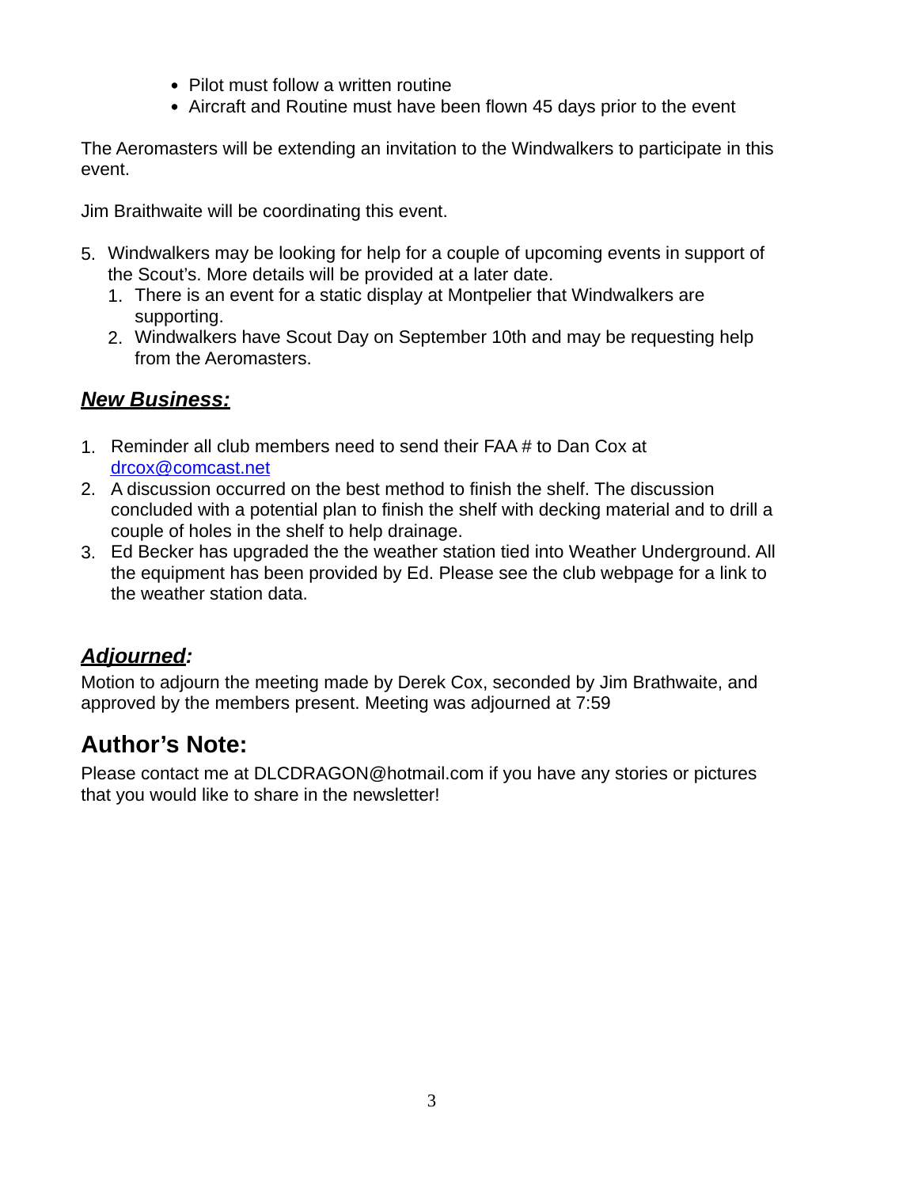- Pilot must follow a written routine
- Aircraft and Routine must have been flown 45 days prior to the event

The Aeromasters will be extending an invitation to the Windwalkers to participate in this event.

Jim Braithwaite will be coordinating this event.

5. Windwalkers may be looking for help for a couple of upcoming events in support of the Scout's. More details will be provided at a later date.
   1. There is an event for a static display at Montpelier that Windwalkers are supporting.
   2. Windwalkers have Scout Day on September 10th and may be requesting help from the Aeromasters.

## ***New Business:***

1. Reminder all club members need to send their FAA # to Dan Cox at [drcox@comcast.net](mailto:drcox@comcast.net)
2. A discussion occurred on the best method to finish the shelf. The discussion concluded with a potential plan to finish the shelf with decking material and to drill a couple of holes in the shelf to help drainage.
3. Ed Becker has upgraded the the weather station tied into Weather Underground. All the equipment has been provided by Ed. Please see the club webpage for a link to the weather station data.

## ***Adjourned:***

Motion to adjourn the meeting made by Derek Cox, seconded by Jim Brathwaite, and approved by the members present. Meeting was adjourned at 7:59

# Author's Note:

Please contact me at DLCDRAGON@hotmail.com if you have any stories or pictures that you would like to share in the newsletter!